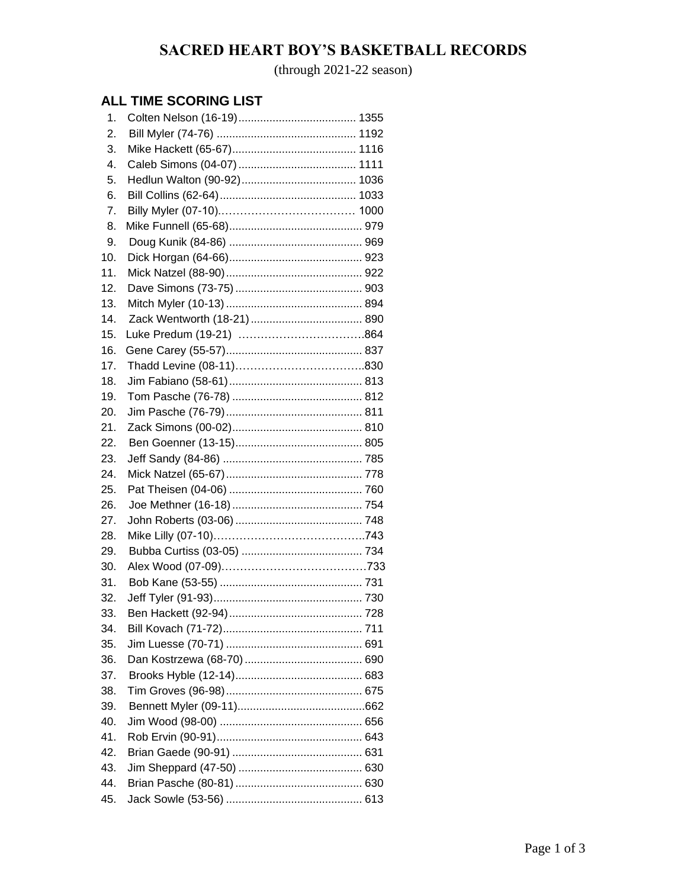# SACRED HEART BOY'S BASKETBALL RECORDS

(through 2021-22 season)

## ALL TIME SCORING LIST

1. Colten Nelson (16-19) ...................................... 1355
2. Bill Myler (74-76) ............................................. 1192
3. Mike Hackett (65-67) ........................................ 1116
4. Caleb Simons (04-07) ...................................... 1111
5. Hedlun Walton (90-92) ..................................... 1036
6. Bill Collins (62-64) ............................................ 1033
7. Billy Myler (07-10)………………………………… 1000
8. Mike Funnell (65-68) ........................................... 979
9. Doug Kunik (84-86) ........................................... 969
10. Dick Horgan (64-66) ........................................... 923
11. Mick Natzel (88-90) ............................................ 922
12. Dave Simons (73-75) ......................................... 903
13. Mitch Myler (10-13) ............................................ 894
14. Zack Wentworth (18-21) .................................... 890
15. Luke Predum (19-21) …………………………….864
16. Gene Carey (55-57) ............................................ 837
17. Thadd Levine (08-11)……………………………..830
18. Jim Fabiano (58-61) ........................................... 813
19. Tom Pasche (76-78) .......................................... 812
20. Jim Pasche (76-79) ............................................ 811
21. Zack Simons (00-02) .......................................... 810
22. Ben Goenner (13-15) ......................................... 805
23. Jeff Sandy (84-86) ............................................. 785
24. Mick Natzel (65-67) ............................................ 778
25. Pat Theisen (04-06) ........................................... 760
26. Joe Methner (16-18) .......................................... 754
27. John Roberts (03-06) ......................................... 748
28. Mike Lilly (07-10)…………………………………..743
29. Bubba Curtiss (03-05) ....................................... 734
30. Alex Wood (07-09)…………………………………733
31. Bob Kane (53-55) .............................................. 731
32. Jeff Tyler (91-93) ................................................ 730
33. Ben Hackett (92-94) ........................................... 728
34. Bill Kovach (71-72) ............................................. 711
35. Jim Luesse (70-71) ............................................ 691
36. Dan Kostrzewa (68-70) ...................................... 690
37. Brooks Hyble (12-14) ......................................... 683
38. Tim Groves (96-98) ............................................ 675
39. Bennett Myler (09-11) .........................................662
40. Jim Wood (98-00) .............................................. 656
41. Rob Ervin (90-91) ............................................... 643
42. Brian Gaede (90-91) .......................................... 631
43. Jim Sheppard (47-50) ........................................ 630
44. Brian Pasche (80-81) ......................................... 630
45. Jack Sowle (53-56) ............................................ 613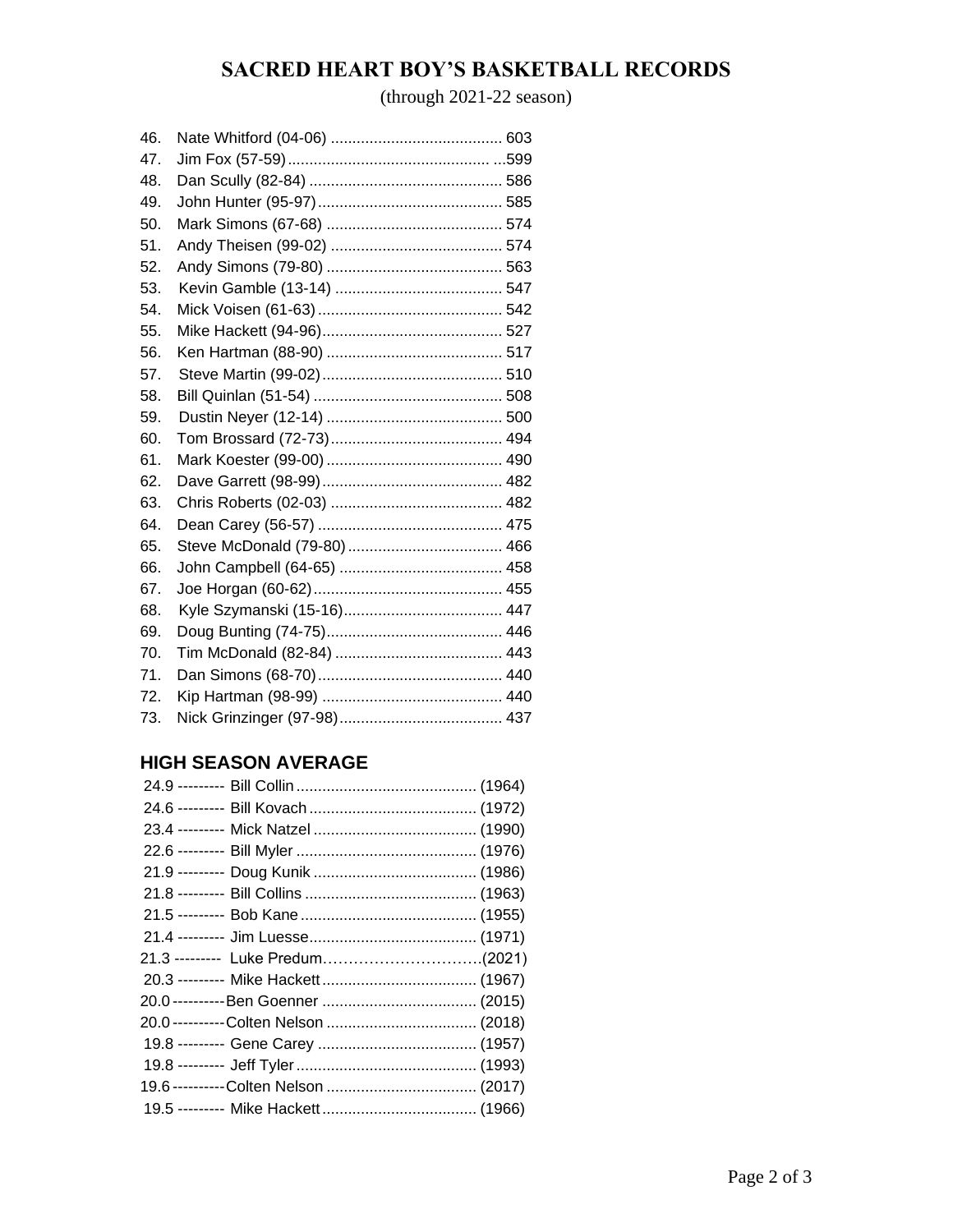# SACRED HEART BOY'S BASKETBALL RECORDS

(through 2021-22 season)

46. Nate Whitford (04-06) ........................................ 603
47. Jim Fox (57-59)................................................ ...599
48. Dan Scully (82-84) ............................................ 586
49. John Hunter (95-97)........................................... 585
50. Mark Simons (67-68) ......................................... 574
51. Andy Theisen (99-02) ........................................ 574
52. Andy Simons (79-80) ......................................... 563
53. Kevin Gamble (13-14) ....................................... 547
54. Mick Voisen (61-63)........................................... 542
55. Mike Hackett (94-96).......................................... 527
56. Ken Hartman (88-90) ......................................... 517
57. Steve Martin (99-02).......................................... 510
58. Bill Quinlan (51-54) ........................................... 508
59. Dustin Neyer (12-14) ......................................... 500
60. Tom Brossard (72-73)........................................ 494
61. Mark Koester (99-00)......................................... 490
62. Dave Garrett (98-99).......................................... 482
63. Chris Roberts (02-03) ........................................ 482
64. Dean Carey (56-57) ........................................... 475
65. Steve McDonald (79-80).................................... 466
66. John Campbell (64-65) ...................................... 458
67. Joe Horgan (60-62)............................................ 455
68. Kyle Szymanski (15-16)..................................... 447
69. Doug Bunting (74-75)......................................... 446
70. Tim McDonald (82-84) ....................................... 443
71. Dan Simons (68-70)........................................... 440
72. Kip Hartman (98-99) .......................................... 440
73. Nick Grinzinger (97-98)...................................... 437

## HIGH SEASON AVERAGE

24.9 --------- Bill Collin .......................................... (1964)
24.6 --------- Bill Kovach ....................................... (1972)
23.4 --------- Mick Natzel ...................................... (1990)
22.6 --------- Bill Myler .......................................... (1976)
21.9 --------- Doug Kunik ...................................... (1986)
21.8 --------- Bill Collins ........................................ (1963)
21.5 --------- Bob Kane ......................................... (1955)
21.4 --------- Jim Luesse....................................... (1971)
21.3 --------- Luke Predum………………………….(2021)
20.3 --------- Mike Hackett.................................... (1967)
20.0 ----------Ben Goenner .................................... (2015)
20.0 ----------Colten Nelson ................................... (2018)
19.8 --------- Gene Carey ..................................... (1957)
19.8 --------- Jeff Tyler.......................................... (1993)
19.6 ----------Colten Nelson ................................... (2017)
19.5 --------- Mike Hackett.................................... (1966)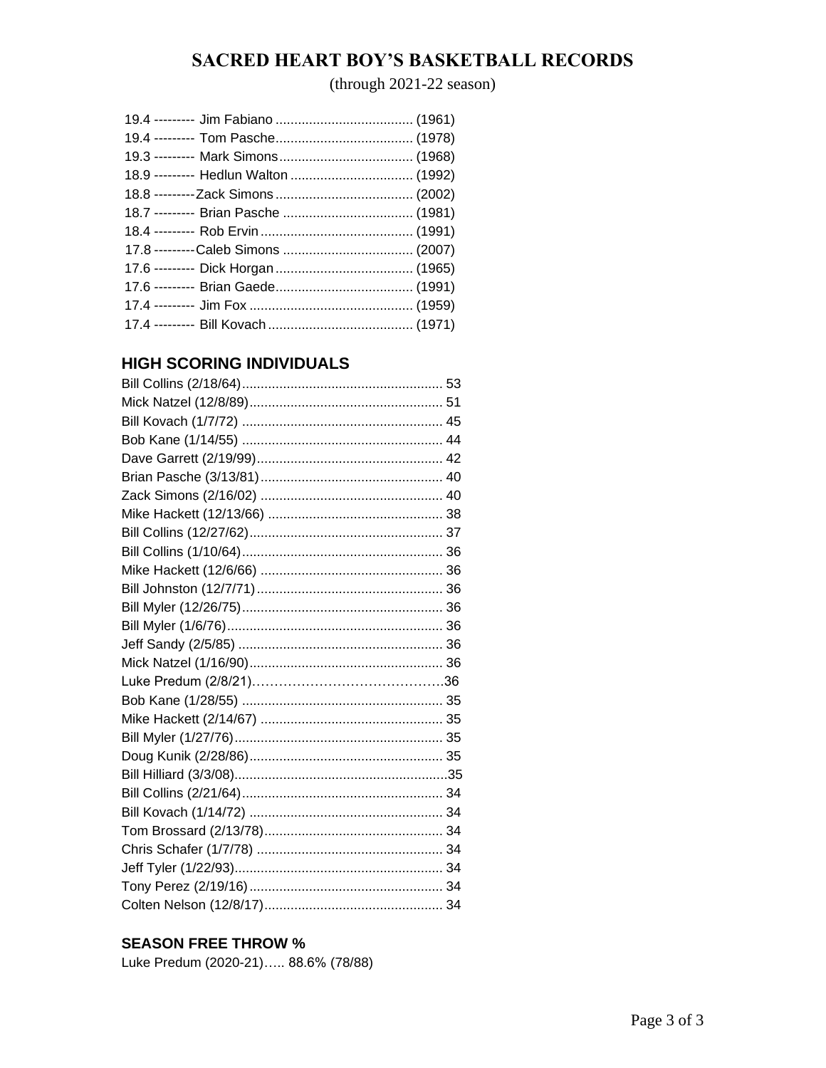# SACRED HEART BOY'S BASKETBALL RECORDS

(through 2021-22 season)

19.4 --------- Jim Fabiano .................................... (1961)
19.4 --------- Tom Pasche.................................... (1978)
19.3 --------- Mark Simons.................................. (1968)
18.9 --------- Hedlun Walton ................................ (1992)
18.8 ---------Zack Simons .................................... (2002)
18.7 --------- Brian Pasche .................................. (1981)
18.4 --------- Rob Ervin ........................................ (1991)
17.8 ---------Caleb Simons .................................. (2007)
17.6 --------- Dick Horgan .................................... (1965)
17.6 --------- Brian Gaede.................................... (1991)
17.4 --------- Jim Fox ........................................... (1959)
17.4 --------- Bill Kovach ...................................... (1971)

## HIGH SCORING INDIVIDUALS

Bill Collins (2/18/64)..................................................... 53
Mick Natzel (12/8/89)................................................... 51
Bill Kovach (1/7/72) ..................................................... 45
Bob Kane (1/14/55) ..................................................... 44
Dave Garrett (2/19/99).................................................. 42
Brian Pasche (3/13/81)................................................. 40
Zack Simons (2/16/02) ................................................. 40
Mike Hackett (12/13/66) ............................................... 38
Bill Collins (12/27/62).................................................... 37
Bill Collins (1/10/64)...................................................... 36
Mike Hackett (12/6/66) ................................................. 36
Bill Johnston (12/7/71) .................................................. 36
Bill Myler (12/26/75)...................................................... 36
Bill Myler (1/6/76).......................................................... 36
Jeff Sandy (2/5/85) ....................................................... 36
Mick Natzel (1/16/90).................................................... 36
Luke Predum (2/8/21)…………………………………..36
Bob Kane (1/28/55) ...................................................... 35
Mike Hackett (2/14/67) ................................................. 35
Bill Myler (1/27/76)........................................................ 35
Doug Kunik (2/28/86).................................................... 35
Bill Hilliard (3/3/08).........................................................35
Bill Collins (2/21/64)...................................................... 34
Bill Kovach (1/14/72) .................................................... 34
Tom Brossard (2/13/78)................................................ 34
Chris Schafer (1/7/78) .................................................. 34
Jeff Tyler (1/22/93)........................................................ 34
Tony Perez (2/19/16).................................................... 34
Colten Nelson (12/8/17)................................................ 34

### SEASON FREE THROW %

Luke Predum (2020-21)….. 88.6% (78/88)